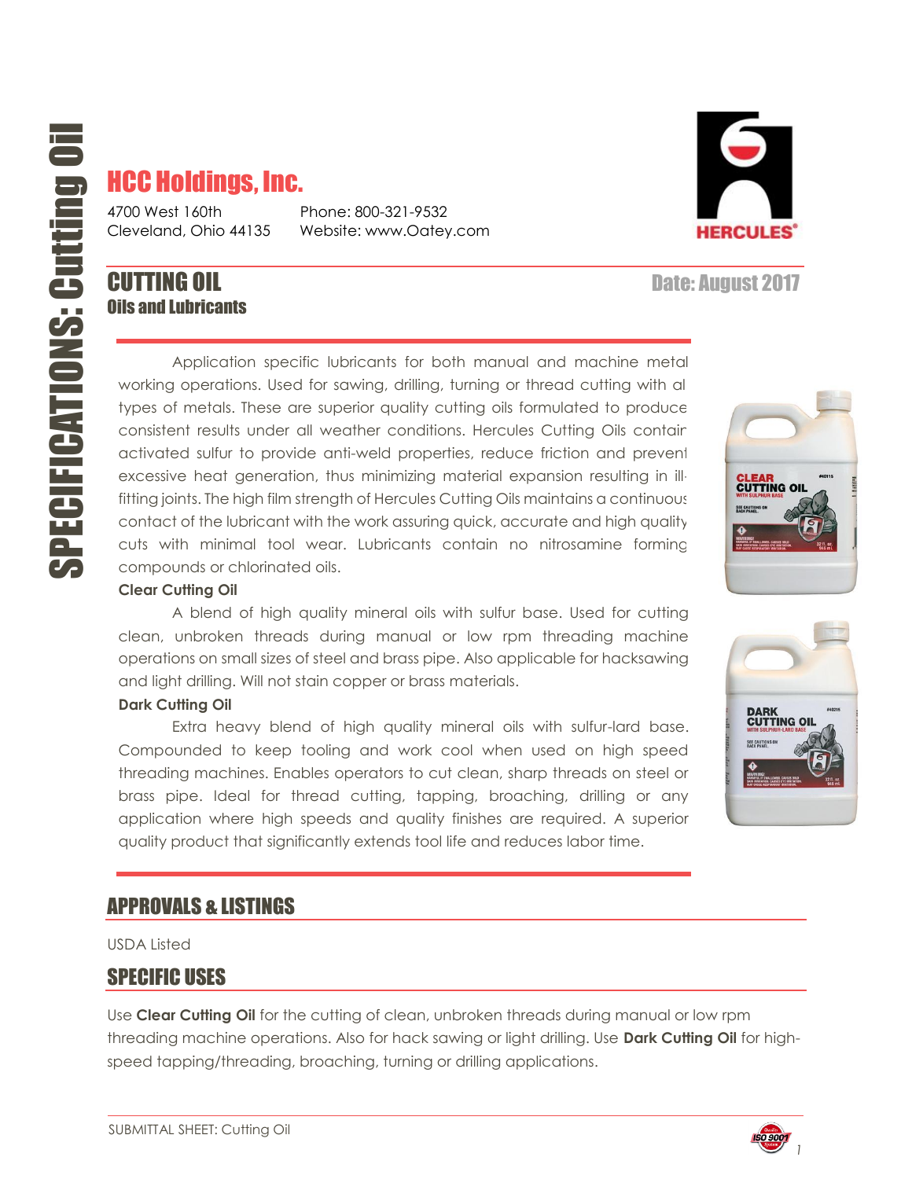# HCC Holdings, Inc.

4700 West 160th
Cleveland, Ohio 44135

Phone: 800-321-9532
Website: www.Oatey.com

## CUTTING OIL

### Oils and Lubricants

Date: August 2017

Application specific lubricants for both manual and machine metal working operations. Used for sawing, drilling, turning or thread cutting with all types of metals. These are superior quality cutting oils formulated to produce consistent results under all weather conditions. Hercules Cutting Oils contain activated sulfur to provide anti-weld properties, reduce friction and prevent excessive heat generation, thus minimizing material expansion resulting in ill-fitting joints. The high film strength of Hercules Cutting Oils maintains a continuous contact of the lubricant with the work assuring quick, accurate and high quality cuts with minimal tool wear. Lubricants contain no nitrosamine forming compounds or chlorinated oils.

**Clear Cutting Oil**

A blend of high quality mineral oils with sulfur base. Used for cutting clean, unbroken threads during manual or low rpm threading machine operations on small sizes of steel and brass pipe. Also applicable for hacksawing and light drilling. Will not stain copper or brass materials.

**Dark Cutting Oil**

Extra heavy blend of high quality mineral oils with sulfur-lard base. Compounded to keep tooling and work cool when used on high speed threading machines. Enables operators to cut clean, sharp threads on steel or brass pipe. Ideal for thread cutting, tapping, broaching, drilling or any application where high speeds and quality finishes are required. A superior quality product that significantly extends tool life and reduces labor time.

## APPROVALS & LISTINGS

USDA Listed

## SPECIFIC USES

Use **Clear Cutting Oil** for the cutting of clean, unbroken threads during manual or low rpm threading machine operations. Also for hack sawing or light drilling. Use **Dark Cutting Oil** for high-speed tapping/threading, broaching, turning or drilling applications.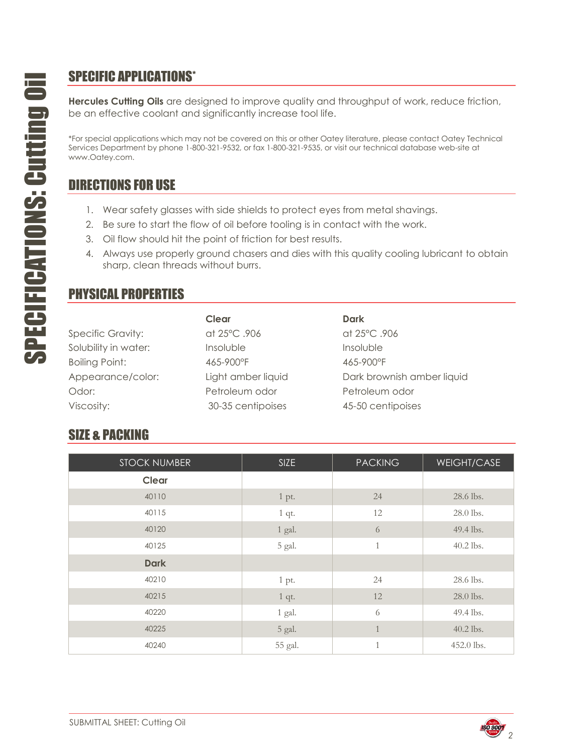## SPECIFIC APPLICATIONS*

**Hercules Cutting Oils** are designed to improve quality and throughput of work, reduce friction, be an effective coolant and significantly increase tool life.

*For special applications which may not be covered on this or other Oatey literature, please contact Oatey Technical Services Department by phone 1-800-321-9532, or fax 1-800-321-9535, or visit our technical database web-site at www.Oatey.com.

## DIRECTIONS FOR USE

1. Wear safety glasses with side shields to protect eyes from metal shavings.
2. Be sure to start the flow of oil before tooling is in contact with the work.
3. Oil flow should hit the point of friction for best results.
4. Always use properly ground chasers and dies with this quality cooling lubricant to obtain sharp, clean threads without burrs.

## PHYSICAL PROPERTIES

| | Clear | Dark |
|---|---|---|
| Specific Gravity: | at 25°C .906 | at 25°C .906 |
| Solubility in water: | Insoluble | Insoluble |
| Boiling Point: | 465-900°F | 465-900°F |
| Appearance/color: | Light amber liquid | Dark brownish amber liquid |
| Odor: | Petroleum odor | Petroleum odor |
| Viscosity: | 30-35 centipoises | 45-50 centipoises |

## SIZE & PACKING

| STOCK NUMBER | SIZE | PACKING | WEIGHT/CASE |
|---|---|---|---|
| **Clear** | | | |
| 40110 | 1 pt. | 24 | 28.6 lbs. |
| 40115 | 1 qt. | 12 | 28.0 lbs. |
| 40120 | 1 gal. | 6 | 49.4 lbs. |
| 40125 | 5 gal. | 1 | 40.2 lbs. |
| **Dark** | | | |
| 40210 | 1 pt. | 24 | 28.6 lbs. |
| 40215 | 1 qt. | 12 | 28.0 lbs. |
| 40220 | 1 gal. | 6 | 49.4 lbs. |
| 40225 | 5 gal. | 1 | 40.2 lbs. |
| 40240 | 55 gal. | 1 | 452.0 lbs. |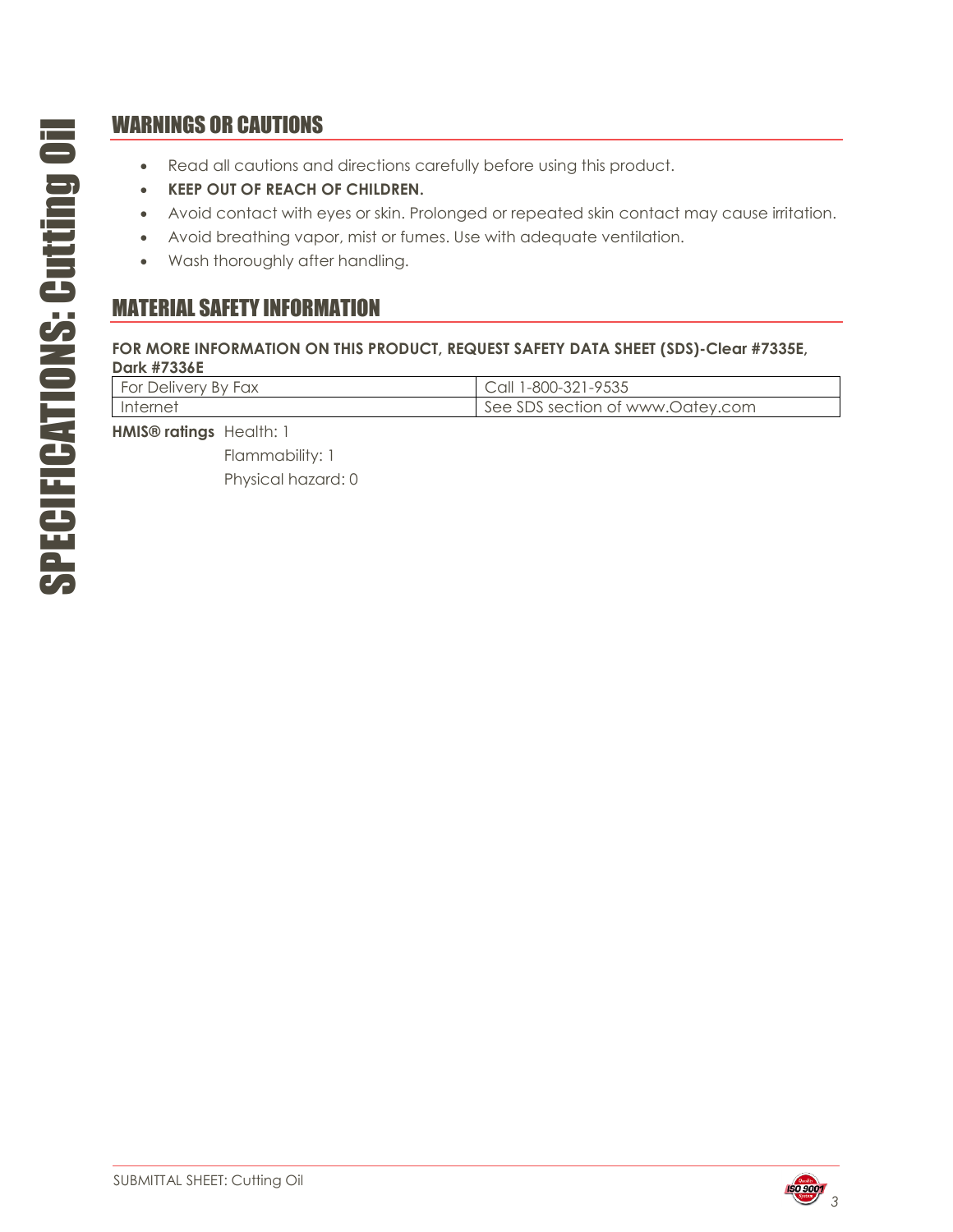## WARNINGS OR CAUTIONS

- Read all cautions and directions carefully before using this product.
- **KEEP OUT OF REACH OF CHILDREN.**
- Avoid contact with eyes or skin. Prolonged or repeated skin contact may cause irritation.
- Avoid breathing vapor, mist or fumes. Use with adequate ventilation.
- Wash thoroughly after handling.

## MATERIAL SAFETY INFORMATION

**FOR MORE INFORMATION ON THIS PRODUCT, REQUEST SAFETY DATA SHEET (SDS)-Clear #7335E, Dark #7336E**

| | |
|---|---|
| For Delivery By Fax | Call 1-800-321-9535 |
| Internet | See SDS section of www.Oatey.com |

**HMIS® ratings** Health: 1

Flammability: 1

Physical hazard: 0